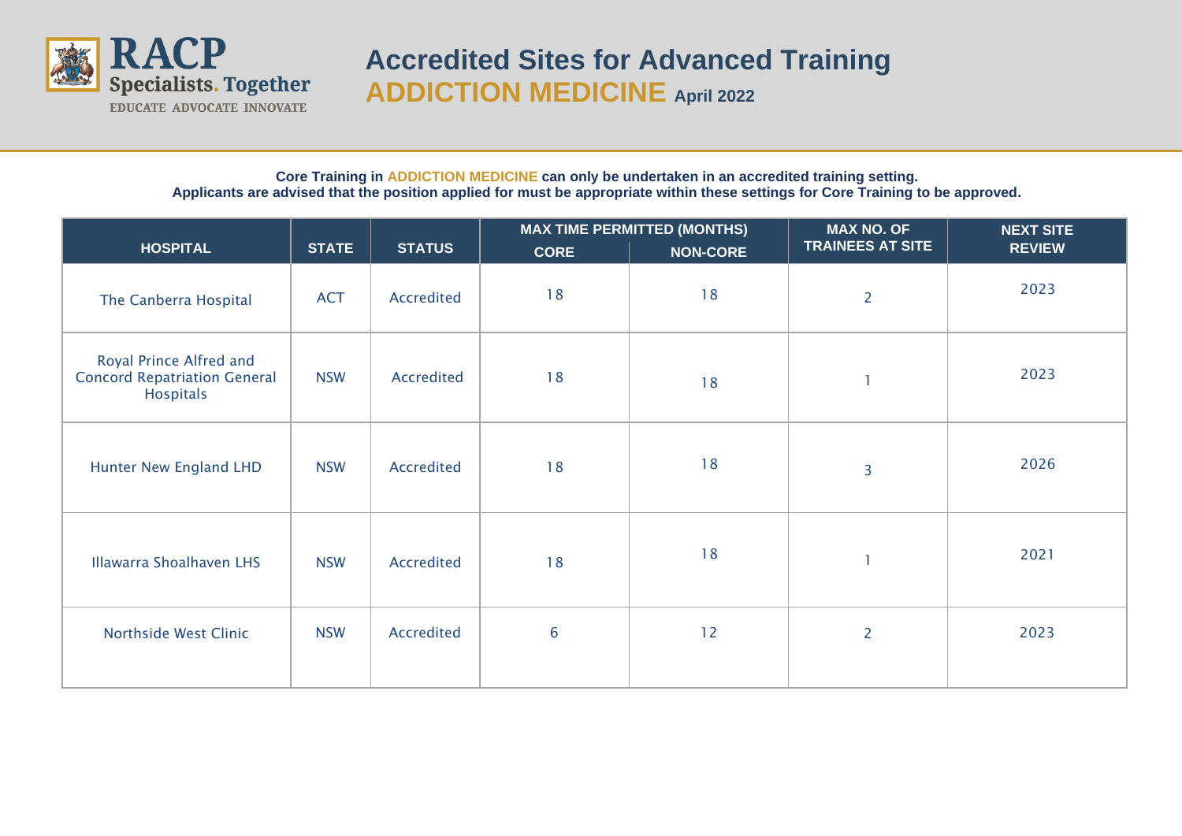# Accredited Sites for Advanced Training

## ADDICTION MEDICINE April 2022

**Core Training in ADDICTION MEDICINE can only be undertaken in an accredited training setting.**
**Applicants are advised that the position applied for must be appropriate within these settings for Core Training to be approved.**

| HOSPITAL | STATE | STATUS | MAX TIME PERMITTED (MONTHS) | | MAX NO. OF TRAINEES AT SITE | NEXT SITE REVIEW |
|---|---|---|---|---|---|---|
| | | | CORE | NON-CORE | | |
| The Canberra Hospital | ACT | Accredited | 18 | 18 | 2 | 2023 |
| Royal Prince Alfred and Concord Repatriation General Hospitals | NSW | Accredited | 18 | 18 | 1 | 2023 |
| Hunter New England LHD | NSW | Accredited | 18 | 18 | 3 | 2026 |
| Illawarra Shoalhaven LHS | NSW | Accredited | 18 | 18 | 1 | 2021 |
| Northside West Clinic | NSW | Accredited | 6 | 12 | 2 | 2023 |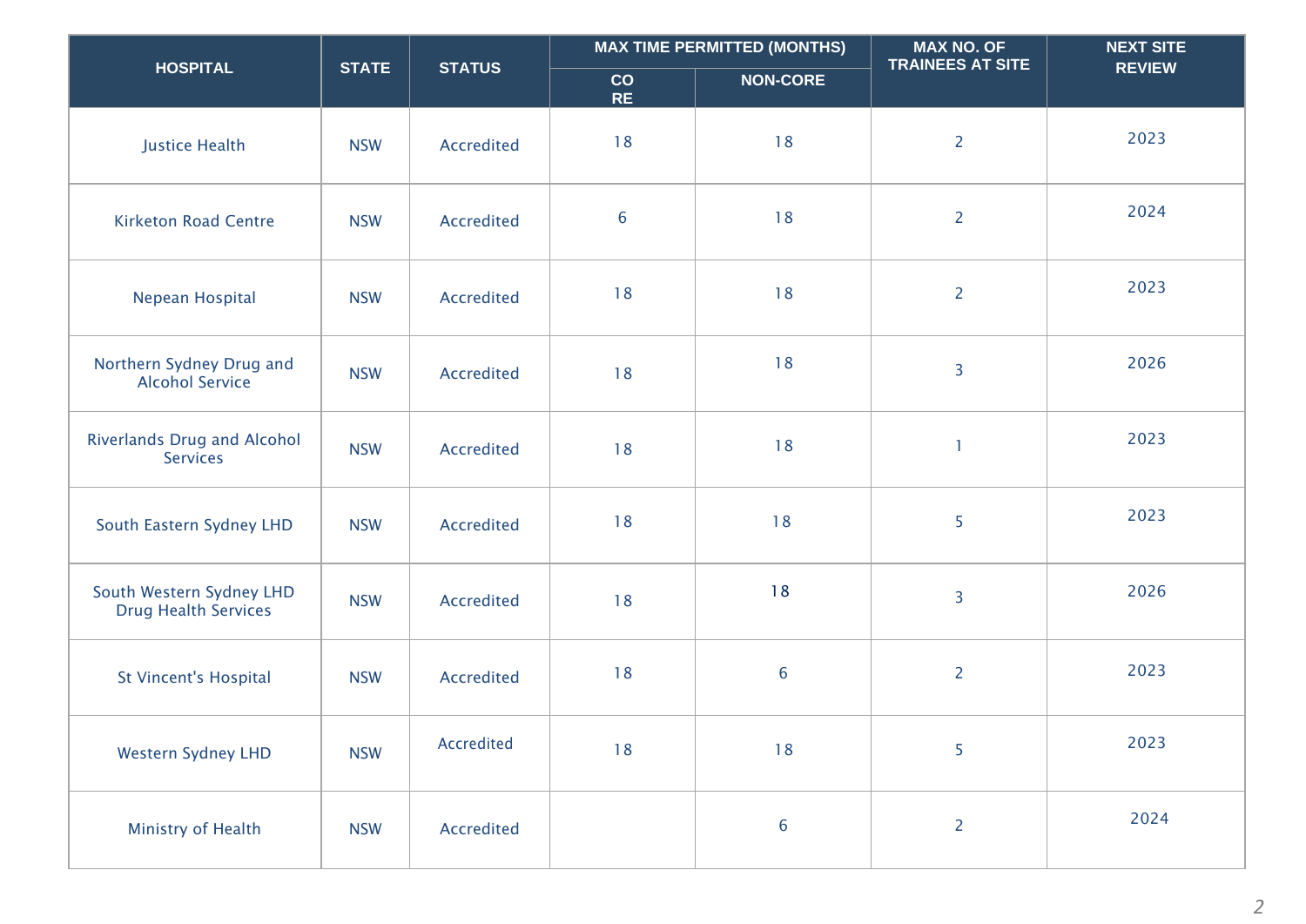| HOSPITAL | STATE | STATUS | MAX TIME PERMITTED (MONTHS) | | MAX NO. OF TRAINEES AT SITE | NEXT SITE REVIEW |
|---|---|---|---|---|---|---|
| | | | CORE | NON-CORE | | |
| Justice Health | NSW | Accredited | 18 | 18 | 2 | 2023 |
| Kirketon Road Centre | NSW | Accredited | 6 | 18 | 2 | 2024 |
| Nepean Hospital | NSW | Accredited | 18 | 18 | 2 | 2023 |
| Northern Sydney Drug and Alcohol Service | NSW | Accredited | 18 | 18 | 3 | 2026 |
| Riverlands Drug and Alcohol Services | NSW | Accredited | 18 | 18 | 1 | 2023 |
| South Eastern Sydney LHD | NSW | Accredited | 18 | 18 | 5 | 2023 |
| South Western Sydney LHD Drug Health Services | NSW | Accredited | 18 | 18 | 3 | 2026 |
| St Vincent's Hospital | NSW | Accredited | 18 | 6 | 2 | 2023 |
| Western Sydney LHD | NSW | Accredited | 18 | 18 | 5 | 2023 |
| Ministry of Health | NSW | Accredited | | 6 | 2 | 2024 |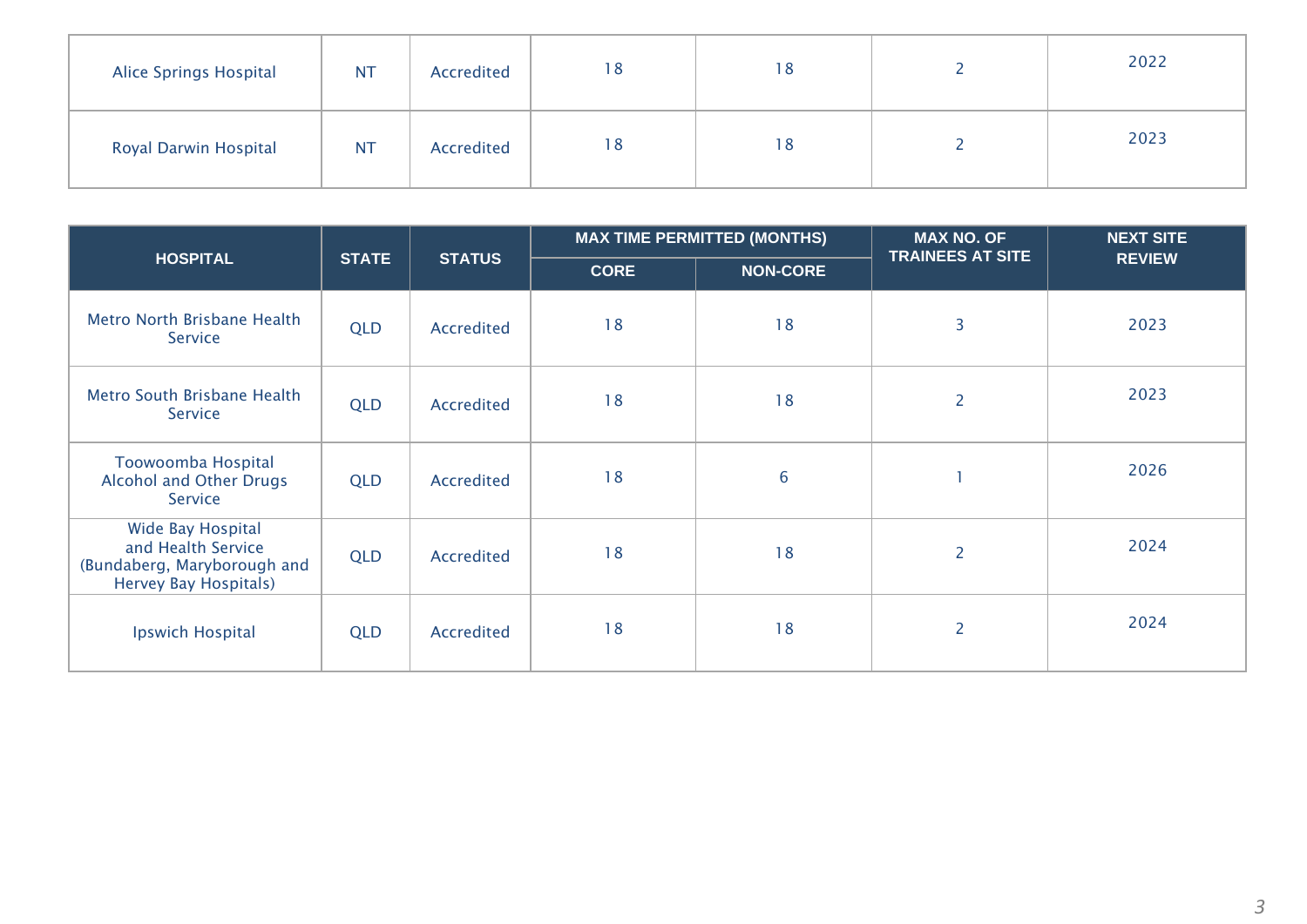| Alice Springs Hospital | NT | Accredited | 18 | 18 | 2 | 2022 |
|---|---|---|---|---|---|---|
| Royal Darwin Hospital | NT | Accredited | 18 | 18 | 2 | 2023 |

| HOSPITAL | STATE | STATUS | MAX TIME PERMITTED (MONTHS) | | MAX NO. OF TRAINEES AT SITE | NEXT SITE REVIEW |
|---|---|---|---|---|---|---|
| | | | CORE | NON-CORE | | |
| Metro North Brisbane Health Service | QLD | Accredited | 18 | 18 | 3 | 2023 |
| Metro South Brisbane Health Service | QLD | Accredited | 18 | 18 | 2 | 2023 |
| Toowoomba Hospital Alcohol and Other Drugs Service | QLD | Accredited | 18 | 6 | 1 | 2026 |
| Wide Bay Hospital and Health Service (Bundaberg, Maryborough and Hervey Bay Hospitals) | QLD | Accredited | 18 | 18 | 2 | 2024 |
| Ipswich Hospital | QLD | Accredited | 18 | 18 | 2 | 2024 |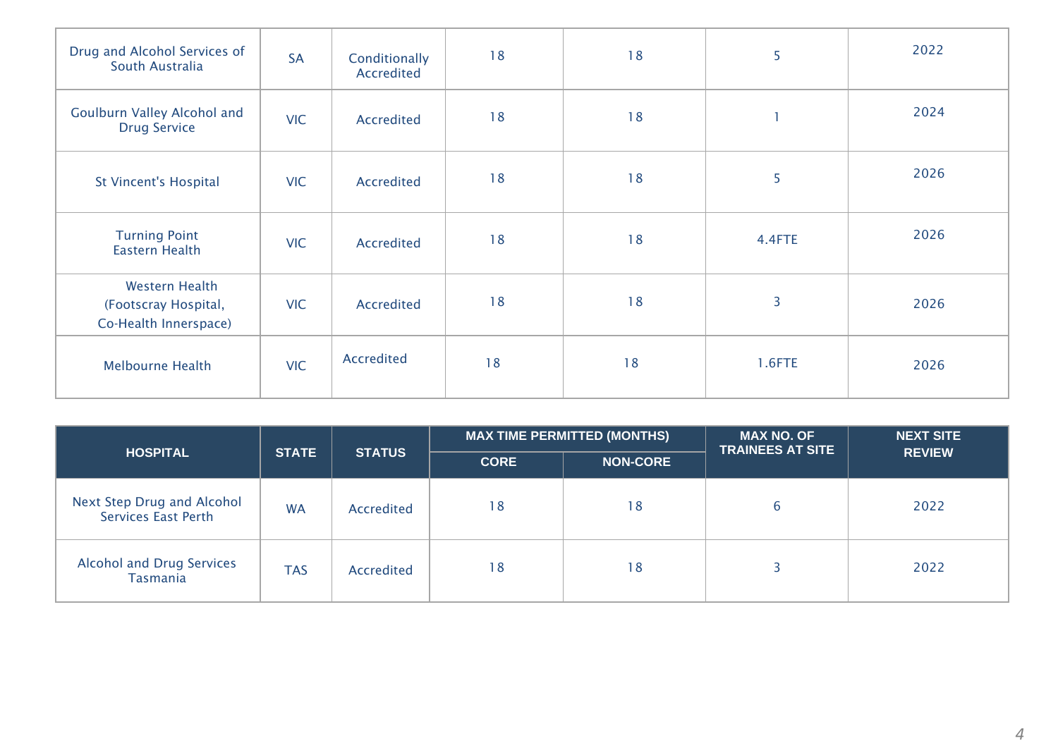| HOSPITAL | STATE | STATUS | MAX TIME PERMITTED (MONTHS) | | MAX NO. OF TRAINEES AT SITE | NEXT SITE REVIEW |
|---|---|---|---|---|---|---|
| | | | CORE | NON-CORE | | |
| Drug and Alcohol Services of South Australia | SA | Conditionally Accredited | 18 | 18 | 5 | 2022 |
| Goulburn Valley Alcohol and Drug Service | VIC | Accredited | 18 | 18 | 1 | 2024 |
| St Vincent's Hospital | VIC | Accredited | 18 | 18 | 5 | 2026 |
| Turning Point Eastern Health | VIC | Accredited | 18 | 18 | 4.4FTE | 2026 |
| Western Health (Footscray Hospital, Co-Health Innerspace) | VIC | Accredited | 18 | 18 | 3 | 2026 |
| Melbourne Health | VIC | Accredited | 18 | 18 | 1.6FTE | 2026 |
| Next Step Drug and Alcohol Services East Perth | WA | Accredited | 18 | 18 | 6 | 2022 |
| Alcohol and Drug Services Tasmania | TAS | Accredited | 18 | 18 | 3 | 2022 |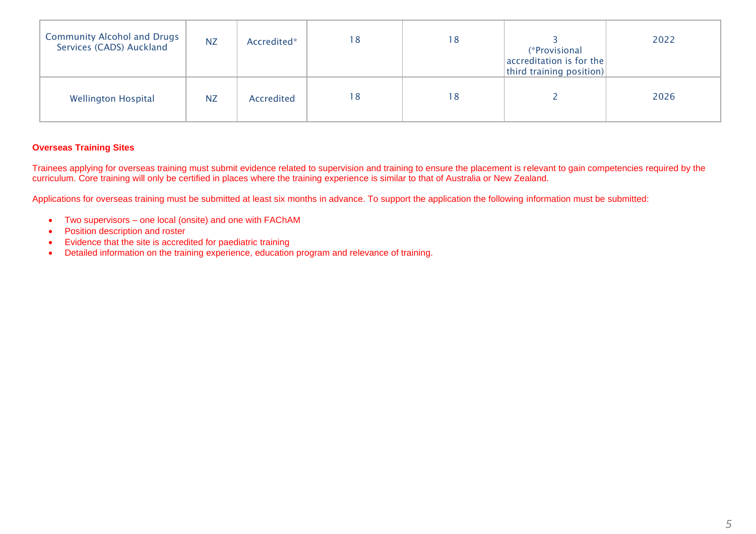| | | | | | | |
|---|---|---|---|---|---|---|
| Community Alcohol and Drugs Services (CADS) Auckland | NZ | Accredited* | 18 | 18 | 3 (*Provisional accreditation is for the third training position) | 2022 |
| Wellington Hospital | NZ | Accredited | 18 | 18 | 2 | 2026 |

**Overseas Training Sites**

Trainees applying for overseas training must submit evidence related to supervision and training to ensure the placement is relevant to gain competencies required by the curriculum. Core training will only be certified in places where the training experience is similar to that of Australia or New Zealand.

Applications for overseas training must be submitted at least six months in advance. To support the application the following information must be submitted:

- Two supervisors – one local (onsite) and one with FAChAM
- Position description and roster
- Evidence that the site is accredited for paediatric training
- Detailed information on the training experience, education program and relevance of training.